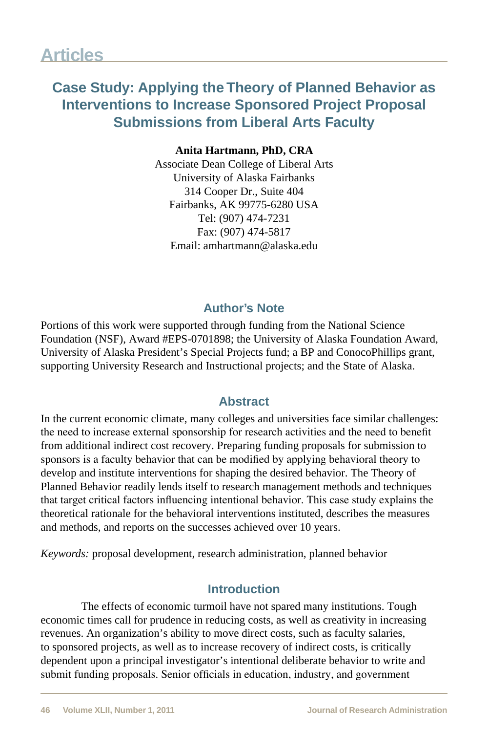## Articles

# Case Study: Applying the Theory of Planned Behavior as Interventions to Increase Sponsored Project Proposal Submissions from Liberal Arts Faculty

**Anita Hartmann, PhD, CRA**
Associate Dean College of Liberal Arts
University of Alaska Fairbanks
314 Cooper Dr., Suite 404
Fairbanks, AK 99775-6280 USA
Tel: (907) 474-7231
Fax: (907) 474-5817
Email: amhartmann@alaska.edu

## Author's Note

Portions of this work were supported through funding from the National Science Foundation (NSF), Award #EPS-0701898; the University of Alaska Foundation Award, University of Alaska President's Special Projects fund; a BP and ConocoPhillips grant, supporting University Research and Instructional projects; and the State of Alaska.

## Abstract

In the current economic climate, many colleges and universities face similar challenges: the need to increase external sponsorship for research activities and the need to benefit from additional indirect cost recovery. Preparing funding proposals for submission to sponsors is a faculty behavior that can be modified by applying behavioral theory to develop and institute interventions for shaping the desired behavior. The Theory of Planned Behavior readily lends itself to research management methods and techniques that target critical factors influencing intentional behavior. This case study explains the theoretical rationale for the behavioral interventions instituted, describes the measures and methods, and reports on the successes achieved over 10 years.

*Keywords:* proposal development, research administration, planned behavior

## Introduction

The effects of economic turmoil have not spared many institutions. Tough economic times call for prudence in reducing costs, as well as creativity in increasing revenues. An organization's ability to move direct costs, such as faculty salaries, to sponsored projects, as well as to increase recovery of indirect costs, is critically dependent upon a principal investigator's intentional deliberate behavior to write and submit funding proposals. Senior officials in education, industry, and government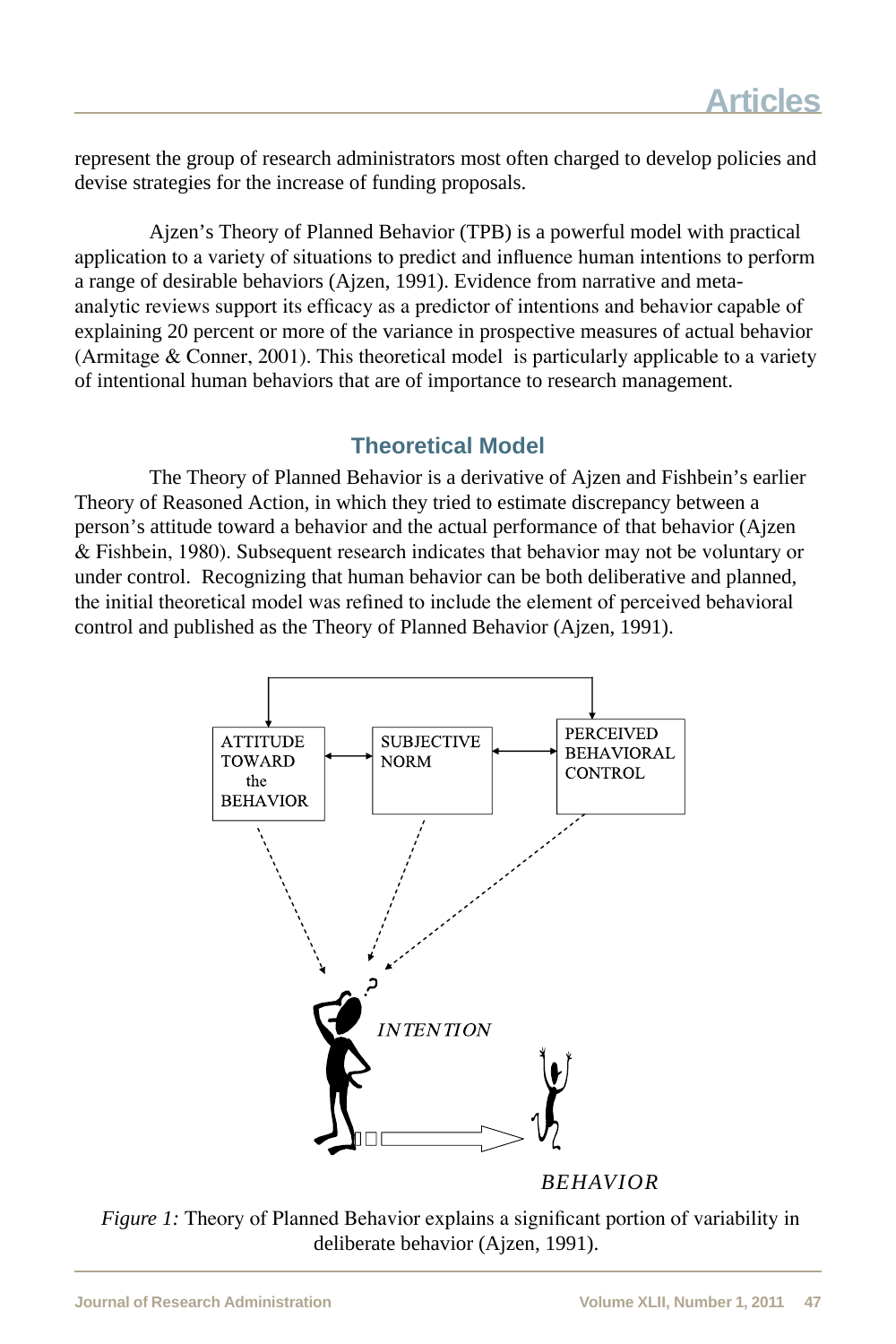represent the group of research administrators most often charged to develop policies and devise strategies for the increase of funding proposals.

Ajzen's Theory of Planned Behavior (TPB) is a powerful model with practical application to a variety of situations to predict and influence human intentions to perform a range of desirable behaviors (Ajzen, 1991). Evidence from narrative and meta-analytic reviews support its efficacy as a predictor of intentions and behavior capable of explaining 20 percent or more of the variance in prospective measures of actual behavior (Armitage & Conner, 2001). This theoretical model is particularly applicable to a variety of intentional human behaviors that are of importance to research management.

## Theoretical Model

The Theory of Planned Behavior is a derivative of Ajzen and Fishbein's earlier Theory of Reasoned Action, in which they tried to estimate discrepancy between a person's attitude toward a behavior and the actual performance of that behavior (Ajzen & Fishbein, 1980). Subsequent research indicates that behavior may not be voluntary or under control. Recognizing that human behavior can be both deliberative and planned, the initial theoretical model was refined to include the element of perceived behavioral control and published as the Theory of Planned Behavior (Ajzen, 1991).

ATTITUDE TOWARD the BEHAVIOR

SUBJECTIVE NORM

PERCEIVED BEHAVIORAL CONTROL

*INTENTION*

*BEHAVIOR*

*Figure 1:* Theory of Planned Behavior explains a significant portion of variability in deliberate behavior (Ajzen, 1991).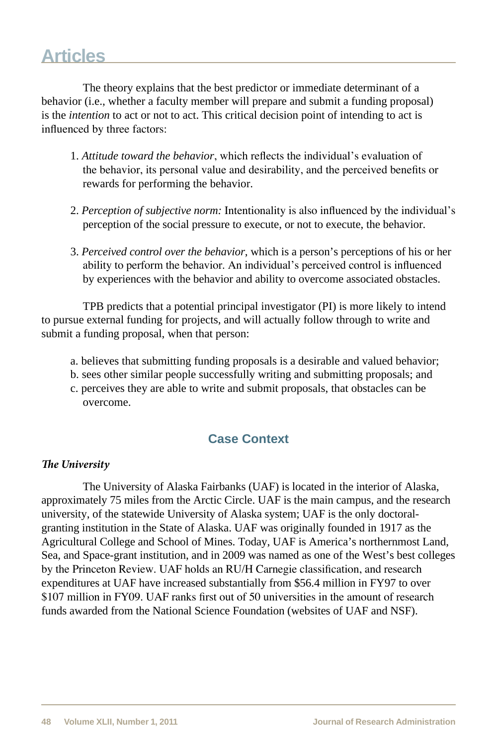The theory explains that the best predictor or immediate determinant of a behavior (i.e., whether a faculty member will prepare and submit a funding proposal) is the *intention* to act or not to act. This critical decision point of intending to act is influenced by three factors:

1. *Attitude toward the behavior*, which reflects the individual's evaluation of the behavior, its personal value and desirability, and the perceived benefits or rewards for performing the behavior.

2. *Perception of subjective norm:* Intentionality is also influenced by the individual's perception of the social pressure to execute, or not to execute, the behavior.

3. *Perceived control over the behavior*, which is a person's perceptions of his or her ability to perform the behavior. An individual's perceived control is influenced by experiences with the behavior and ability to overcome associated obstacles.

TPB predicts that a potential principal investigator (PI) is more likely to intend to pursue external funding for projects, and will actually follow through to write and submit a funding proposal, when that person:

a. believes that submitting funding proposals is a desirable and valued behavior;
b. sees other similar people successfully writing and submitting proposals; and
c. perceives they are able to write and submit proposals, that obstacles can be overcome.

## Case Context

### *The University*

The University of Alaska Fairbanks (UAF) is located in the interior of Alaska, approximately 75 miles from the Arctic Circle. UAF is the main campus, and the research university, of the statewide University of Alaska system; UAF is the only doctoral-granting institution in the State of Alaska. UAF was originally founded in 1917 as the Agricultural College and School of Mines. Today, UAF is America's northernmost Land, Sea, and Space-grant institution, and in 2009 was named as one of the West's best colleges by the Princeton Review. UAF holds an RU/H Carnegie classification, and research expenditures at UAF have increased substantially from $56.4 million in FY97 to over $107 million in FY09. UAF ranks first out of 50 universities in the amount of research funds awarded from the National Science Foundation (websites of UAF and NSF).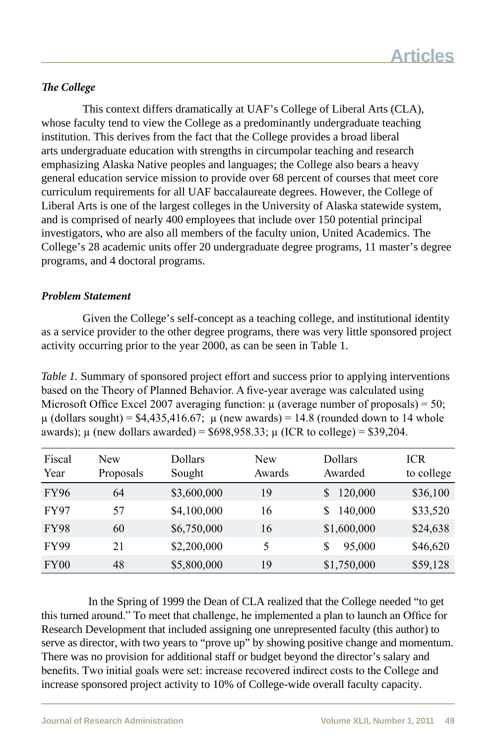### *The College*

This context differs dramatically at UAF's College of Liberal Arts (CLA), whose faculty tend to view the College as a predominantly undergraduate teaching institution. This derives from the fact that the College provides a broad liberal arts undergraduate education with strengths in circumpolar teaching and research emphasizing Alaska Native peoples and languages; the College also bears a heavy general education service mission to provide over 68 percent of courses that meet core curriculum requirements for all UAF baccalaureate degrees. However, the College of Liberal Arts is one of the largest colleges in the University of Alaska statewide system, and is comprised of nearly 400 employees that include over 150 potential principal investigators, who are also all members of the faculty union, United Academics. The College's 28 academic units offer 20 undergraduate degree programs, 11 master's degree programs, and 4 doctoral programs.

### *Problem Statement*

Given the College's self-concept as a teaching college, and institutional identity as a service provider to the other degree programs, there was very little sponsored project activity occurring prior to the year 2000, as can be seen in Table 1.

*Table 1.* Summary of sponsored project effort and success prior to applying interventions based on the Theory of Planned Behavior. A five-year average was calculated using Microsoft Office Excel 2007 averaging function: μ (average number of proposals) = 50; μ (dollars sought) = $4,435,416.67; μ (new awards) = 14.8 (rounded down to 14 whole awards); μ (new dollars awarded) = $698,958.33; μ (ICR to college) = $39,204.

| Fiscal Year | New Proposals | Dollars Sought | New Awards | Dollars Awarded | ICR to college |
|---|---|---|---|---|---|
| FY96 | 64 | $3,600,000 | 19 | $ 120,000 | $36,100 |
| FY97 | 57 | $4,100,000 | 16 | $ 140,000 | $33,520 |
| FY98 | 60 | $6,750,000 | 16 | $1,600,000 | $24,638 |
| FY99 | 21 | $2,200,000 | 5 | $ 95,000 | $46,620 |
| FY00 | 48 | $5,800,000 | 19 | $1,750,000 | $59,128 |

In the Spring of 1999 the Dean of CLA realized that the College needed "to get this turned around." To meet that challenge, he implemented a plan to launch an Office for Research Development that included assigning one unrepresented faculty (this author) to serve as director, with two years to "prove up" by showing positive change and momentum. There was no provision for additional staff or budget beyond the director's salary and benefits. Two initial goals were set: increase recovered indirect costs to the College and increase sponsored project activity to 10% of College-wide overall faculty capacity.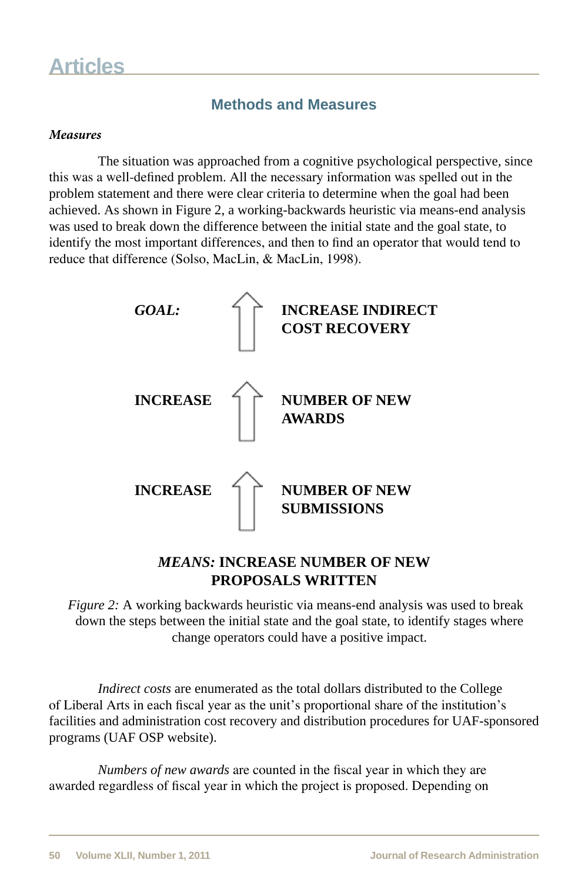## Methods and Measures

### *Measures*

The situation was approached from a cognitive psychological perspective, since this was a well-defined problem. All the necessary information was spelled out in the problem statement and there were clear criteria to determine when the goal had been achieved. As shown in Figure 2, a working-backwards heuristic via means-end analysis was used to break down the difference between the initial state and the goal state, to identify the most important differences, and then to find an operator that would tend to reduce that difference (Solso, MacLin, & MacLin, 1998).

***GOAL:*** ⇧ **INCREASE INDIRECT COST RECOVERY**

**INCREASE** ⇧ **NUMBER OF NEW AWARDS**

**INCREASE** ⇧ **NUMBER OF NEW SUBMISSIONS**

***MEANS:*** **INCREASE NUMBER OF NEW PROPOSALS WRITTEN**

*Figure 2:* A working backwards heuristic via means-end analysis was used to break down the steps between the initial state and the goal state, to identify stages where change operators could have a positive impact.

*Indirect costs* are enumerated as the total dollars distributed to the College of Liberal Arts in each fiscal year as the unit's proportional share of the institution's facilities and administration cost recovery and distribution procedures for UAF-sponsored programs (UAF OSP website).

*Numbers of new awards* are counted in the fiscal year in which they are awarded regardless of fiscal year in which the project is proposed. Depending on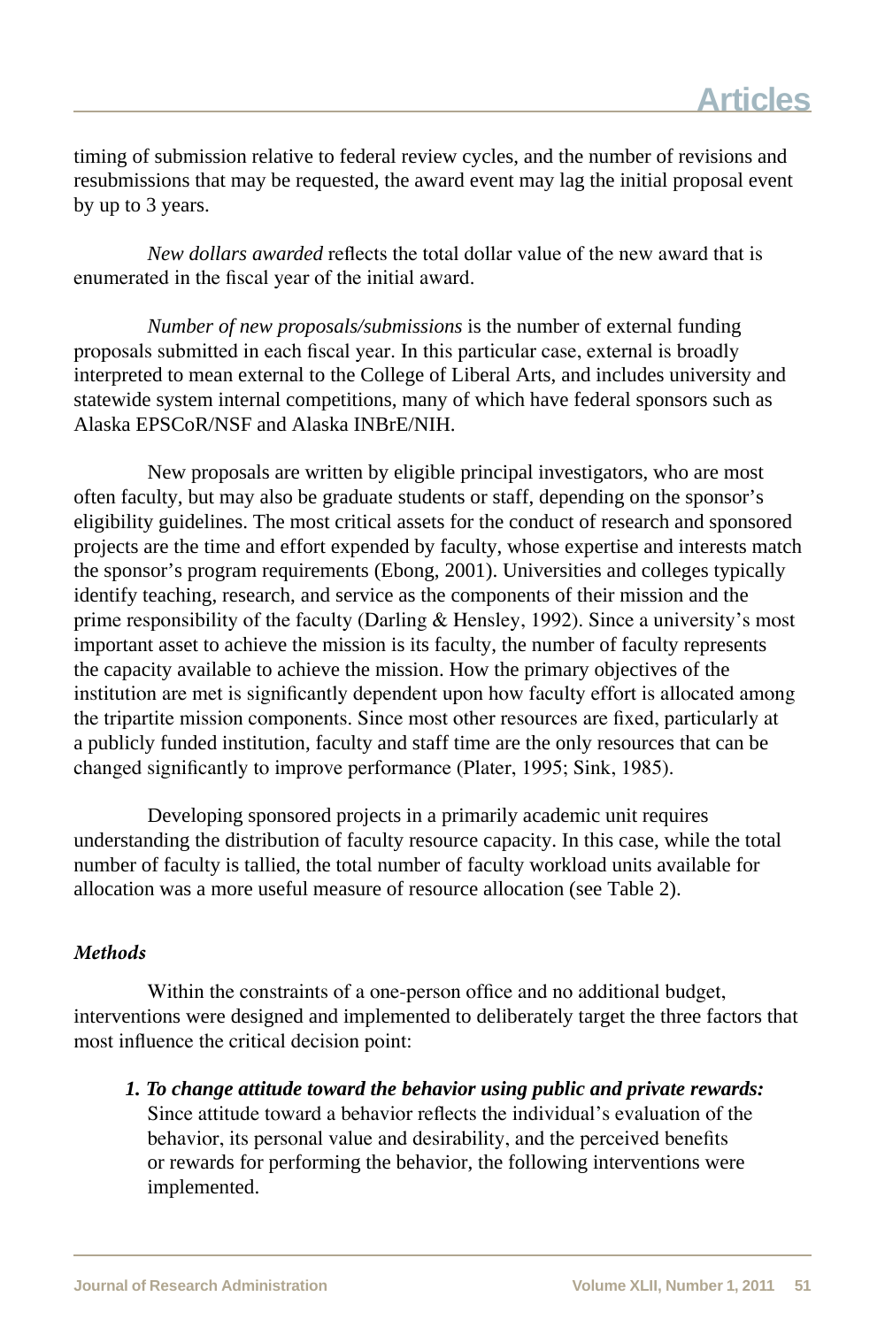timing of submission relative to federal review cycles, and the number of revisions and resubmissions that may be requested, the award event may lag the initial proposal event by up to 3 years.

*New dollars awarded* reflects the total dollar value of the new award that is enumerated in the fiscal year of the initial award.

*Number of new proposals/submissions* is the number of external funding proposals submitted in each fiscal year. In this particular case, external is broadly interpreted to mean external to the College of Liberal Arts, and includes university and statewide system internal competitions, many of which have federal sponsors such as Alaska EPSCoR/NSF and Alaska INBrE/NIH.

New proposals are written by eligible principal investigators, who are most often faculty, but may also be graduate students or staff, depending on the sponsor's eligibility guidelines. The most critical assets for the conduct of research and sponsored projects are the time and effort expended by faculty, whose expertise and interests match the sponsor's program requirements (Ebong, 2001). Universities and colleges typically identify teaching, research, and service as the components of their mission and the prime responsibility of the faculty (Darling & Hensley, 1992). Since a university's most important asset to achieve the mission is its faculty, the number of faculty represents the capacity available to achieve the mission. How the primary objectives of the institution are met is significantly dependent upon how faculty effort is allocated among the tripartite mission components. Since most other resources are fixed, particularly at a publicly funded institution, faculty and staff time are the only resources that can be changed significantly to improve performance (Plater, 1995; Sink, 1985).

Developing sponsored projects in a primarily academic unit requires understanding the distribution of faculty resource capacity. In this case, while the total number of faculty is tallied, the total number of faculty workload units available for allocation was a more useful measure of resource allocation (see Table 2).

### *Methods*

Within the constraints of a one-person office and no additional budget, interventions were designed and implemented to deliberately target the three factors that most influence the critical decision point:

1. ***To change attitude toward the behavior using public and private rewards:*** Since attitude toward a behavior reflects the individual's evaluation of the behavior, its personal value and desirability, and the perceived benefits or rewards for performing the behavior, the following interventions were implemented.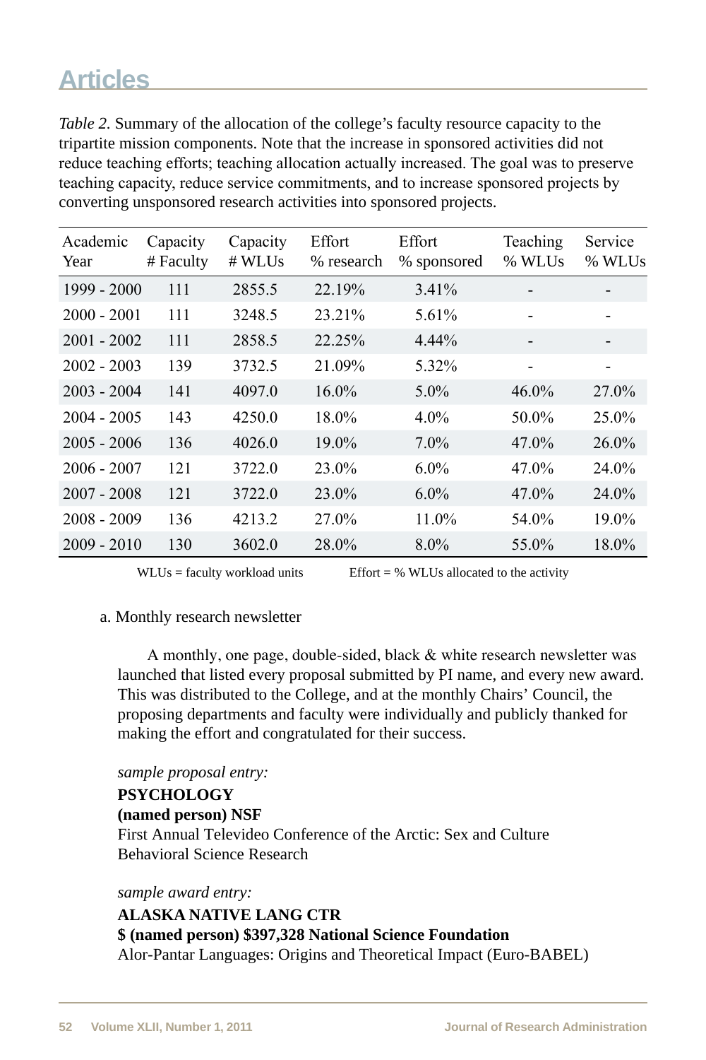*Table 2.* Summary of the allocation of the college's faculty resource capacity to the tripartite mission components. Note that the increase in sponsored activities did not reduce teaching efforts; teaching allocation actually increased. The goal was to preserve teaching capacity, reduce service commitments, and to increase sponsored projects by converting unsponsored research activities into sponsored projects.

| Academic Year | Capacity # Faculty | Capacity # WLUs | Effort % research | Effort % sponsored | Teaching % WLUs | Service % WLUs |
|---|---|---|---|---|---|---|
| 1999 - 2000 | 111 | 2855.5 | 22.19% | 3.41% | - | - |
| 2000 - 2001 | 111 | 3248.5 | 23.21% | 5.61% | - | - |
| 2001 - 2002 | 111 | 2858.5 | 22.25% | 4.44% | - | - |
| 2002 - 2003 | 139 | 3732.5 | 21.09% | 5.32% | - | - |
| 2003 - 2004 | 141 | 4097.0 | 16.0% | 5.0% | 46.0% | 27.0% |
| 2004 - 2005 | 143 | 4250.0 | 18.0% | 4.0% | 50.0% | 25.0% |
| 2005 - 2006 | 136 | 4026.0 | 19.0% | 7.0% | 47.0% | 26.0% |
| 2006 - 2007 | 121 | 3722.0 | 23.0% | 6.0% | 47.0% | 24.0% |
| 2007 - 2008 | 121 | 3722.0 | 23.0% | 6.0% | 47.0% | 24.0% |
| 2008 - 2009 | 136 | 4213.2 | 27.0% | 11.0% | 54.0% | 19.0% |
| 2009 - 2010 | 130 | 3602.0 | 28.0% | 8.0% | 55.0% | 18.0% |

WLUs = faculty workload units Effort = % WLUs allocated to the activity

a. Monthly research newsletter

A monthly, one page, double-sided, black & white research newsletter was launched that listed every proposal submitted by PI name, and every new award. This was distributed to the College, and at the monthly Chairs' Council, the proposing departments and faculty were individually and publicly thanked for making the effort and congratulated for their success.

*sample proposal entry:*

**PSYCHOLOGY**
**(named person) NSF**
First Annual Televideo Conference of the Arctic: Sex and Culture
Behavioral Science Research

*sample award entry:*

**ALASKA NATIVE LANG CTR**
**$ (named person) $397,328 National Science Foundation**
Alor-Pantar Languages: Origins and Theoretical Impact (Euro-BABEL)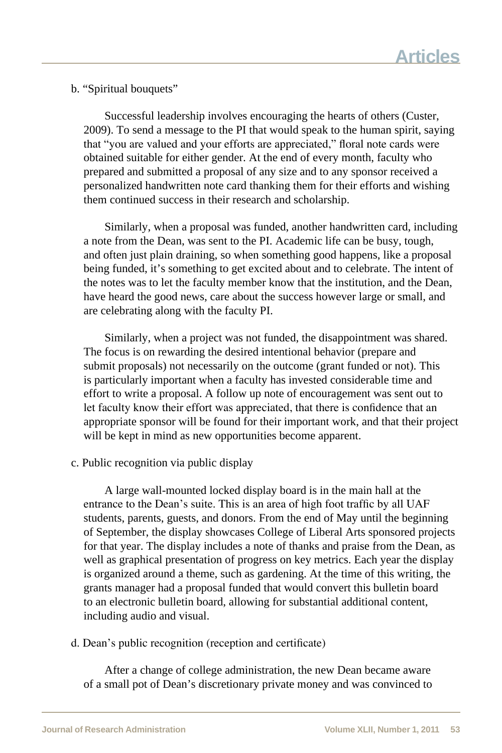b. "Spiritual bouquets"

Successful leadership involves encouraging the hearts of others (Custer, 2009). To send a message to the PI that would speak to the human spirit, saying that "you are valued and your efforts are appreciated," floral note cards were obtained suitable for either gender. At the end of every month, faculty who prepared and submitted a proposal of any size and to any sponsor received a personalized handwritten note card thanking them for their efforts and wishing them continued success in their research and scholarship.

Similarly, when a proposal was funded, another handwritten card, including a note from the Dean, was sent to the PI. Academic life can be busy, tough, and often just plain draining, so when something good happens, like a proposal being funded, it's something to get excited about and to celebrate. The intent of the notes was to let the faculty member know that the institution, and the Dean, have heard the good news, care about the success however large or small, and are celebrating along with the faculty PI.

Similarly, when a project was not funded, the disappointment was shared. The focus is on rewarding the desired intentional behavior (prepare and submit proposals) not necessarily on the outcome (grant funded or not). This is particularly important when a faculty has invested considerable time and effort to write a proposal. A follow up note of encouragement was sent out to let faculty know their effort was appreciated, that there is confidence that an appropriate sponsor will be found for their important work, and that their project will be kept in mind as new opportunities become apparent.

c. Public recognition via public display

A large wall-mounted locked display board is in the main hall at the entrance to the Dean's suite. This is an area of high foot traffic by all UAF students, parents, guests, and donors. From the end of May until the beginning of September, the display showcases College of Liberal Arts sponsored projects for that year. The display includes a note of thanks and praise from the Dean, as well as graphical presentation of progress on key metrics. Each year the display is organized around a theme, such as gardening. At the time of this writing, the grants manager had a proposal funded that would convert this bulletin board to an electronic bulletin board, allowing for substantial additional content, including audio and visual.

d. Dean's public recognition (reception and certificate)

After a change of college administration, the new Dean became aware of a small pot of Dean's discretionary private money and was convinced to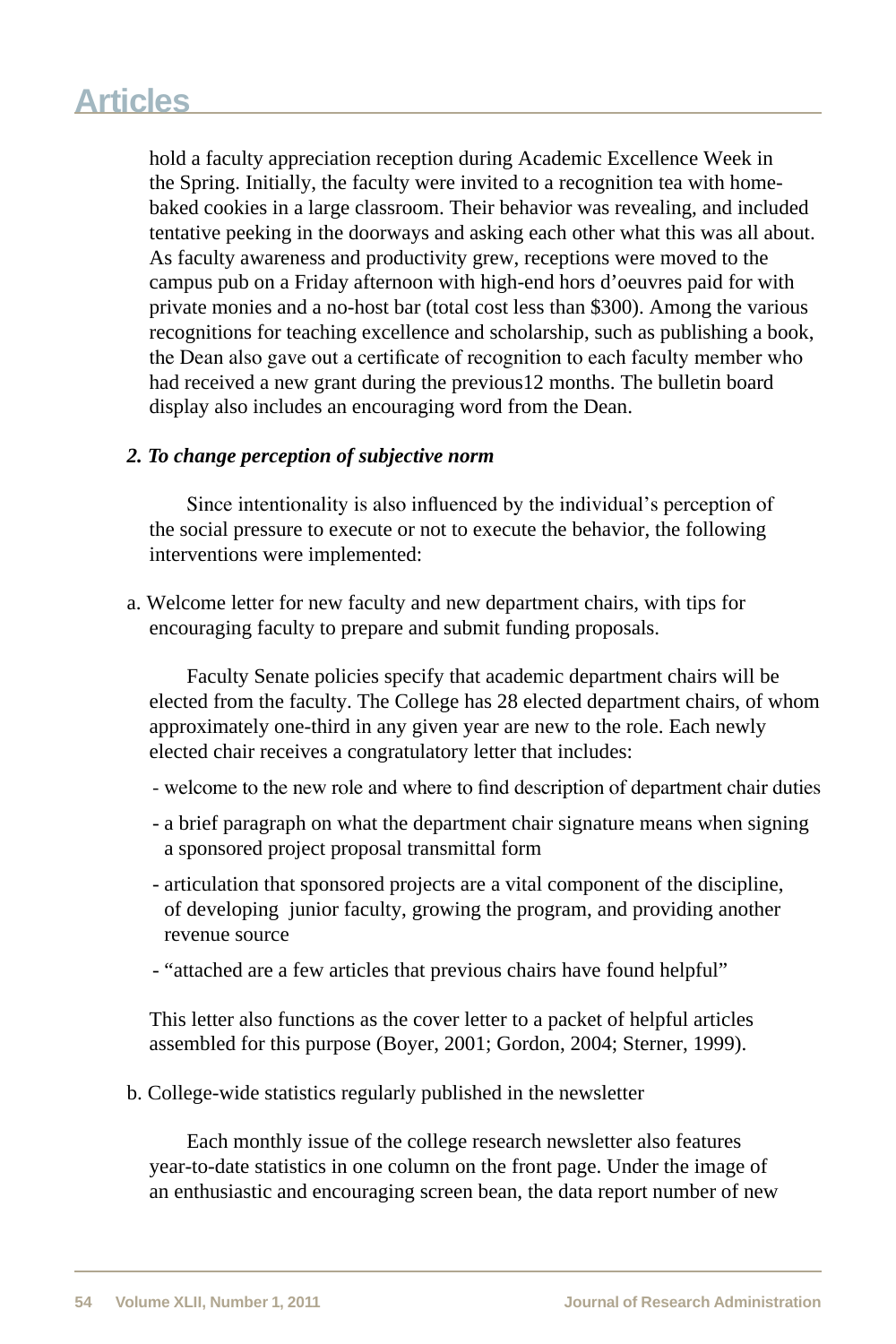hold a faculty appreciation reception during Academic Excellence Week in the Spring. Initially, the faculty were invited to a recognition tea with home-baked cookies in a large classroom. Their behavior was revealing, and included tentative peeking in the doorways and asking each other what this was all about. As faculty awareness and productivity grew, receptions were moved to the campus pub on a Friday afternoon with high-end hors d'oeuvres paid for with private monies and a no-host bar (total cost less than $300). Among the various recognitions for teaching excellence and scholarship, such as publishing a book, the Dean also gave out a certificate of recognition to each faculty member who had received a new grant during the previous12 months. The bulletin board display also includes an encouraging word from the Dean.

***2. To change perception of subjective norm***

Since intentionality is also influenced by the individual's perception of the social pressure to execute or not to execute the behavior, the following interventions were implemented:

a. Welcome letter for new faculty and new department chairs, with tips for encouraging faculty to prepare and submit funding proposals.

Faculty Senate policies specify that academic department chairs will be elected from the faculty. The College has 28 elected department chairs, of whom approximately one-third in any given year are new to the role. Each newly elected chair receives a congratulatory letter that includes:

- welcome to the new role and where to find description of department chair duties
- a brief paragraph on what the department chair signature means when signing a sponsored project proposal transmittal form
- articulation that sponsored projects are a vital component of the discipline, of developing junior faculty, growing the program, and providing another revenue source
- "attached are a few articles that previous chairs have found helpful"

This letter also functions as the cover letter to a packet of helpful articles assembled for this purpose (Boyer, 2001; Gordon, 2004; Sterner, 1999).

b. College-wide statistics regularly published in the newsletter

Each monthly issue of the college research newsletter also features year-to-date statistics in one column on the front page. Under the image of an enthusiastic and encouraging screen bean, the data report number of new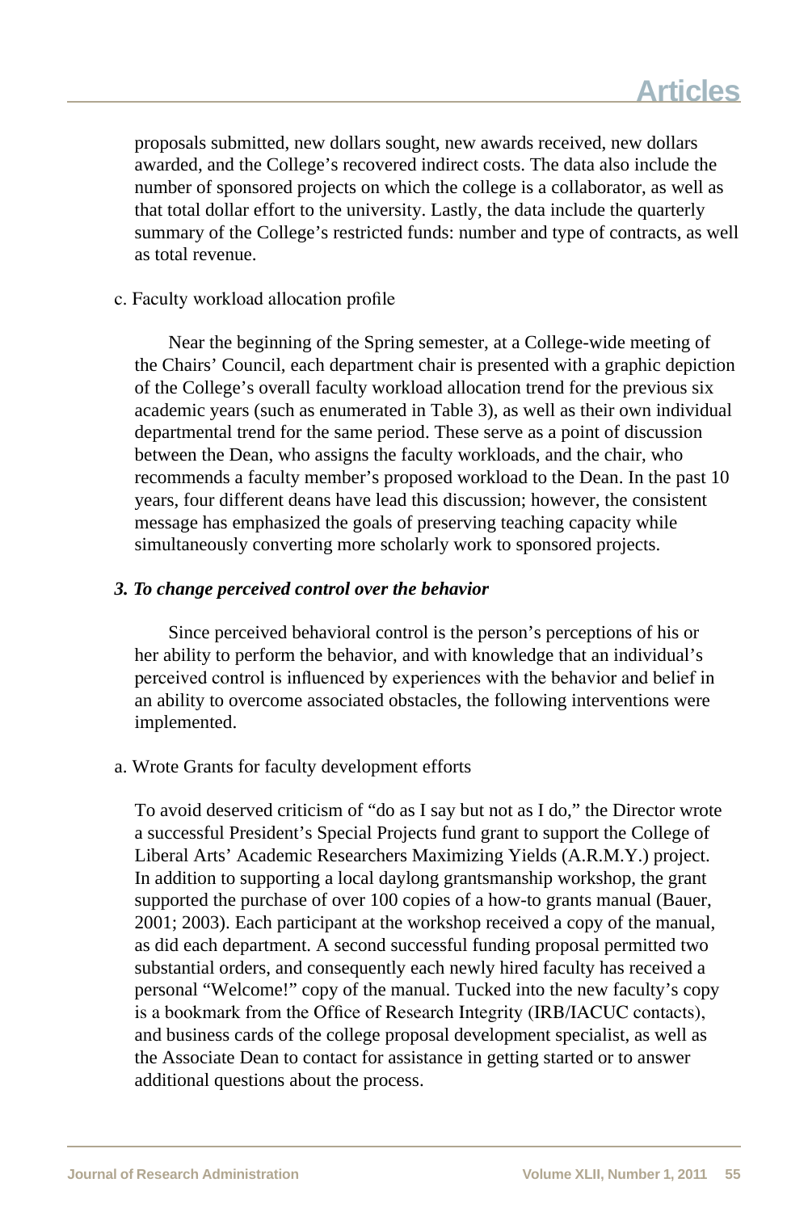proposals submitted, new dollars sought, new awards received, new dollars awarded, and the College's recovered indirect costs. The data also include the number of sponsored projects on which the college is a collaborator, as well as that total dollar effort to the university. Lastly, the data include the quarterly summary of the College's restricted funds: number and type of contracts, as well as total revenue.

c. Faculty workload allocation profile

Near the beginning of the Spring semester, at a College-wide meeting of the Chairs' Council, each department chair is presented with a graphic depiction of the College's overall faculty workload allocation trend for the previous six academic years (such as enumerated in Table 3), as well as their own individual departmental trend for the same period. These serve as a point of discussion between the Dean, who assigns the faculty workloads, and the chair, who recommends a faculty member's proposed workload to the Dean. In the past 10 years, four different deans have lead this discussion; however, the consistent message has emphasized the goals of preserving teaching capacity while simultaneously converting more scholarly work to sponsored projects.

***3. To change perceived control over the behavior***

Since perceived behavioral control is the person's perceptions of his or her ability to perform the behavior, and with knowledge that an individual's perceived control is influenced by experiences with the behavior and belief in an ability to overcome associated obstacles, the following interventions were implemented.

a. Wrote Grants for faculty development efforts

To avoid deserved criticism of "do as I say but not as I do," the Director wrote a successful President's Special Projects fund grant to support the College of Liberal Arts' Academic Researchers Maximizing Yields (A.R.M.Y.) project. In addition to supporting a local daylong grantsmanship workshop, the grant supported the purchase of over 100 copies of a how-to grants manual (Bauer, 2001; 2003). Each participant at the workshop received a copy of the manual, as did each department. A second successful funding proposal permitted two substantial orders, and consequently each newly hired faculty has received a personal "Welcome!" copy of the manual. Tucked into the new faculty's copy is a bookmark from the Office of Research Integrity (IRB/IACUC contacts), and business cards of the college proposal development specialist, as well as the Associate Dean to contact for assistance in getting started or to answer additional questions about the process.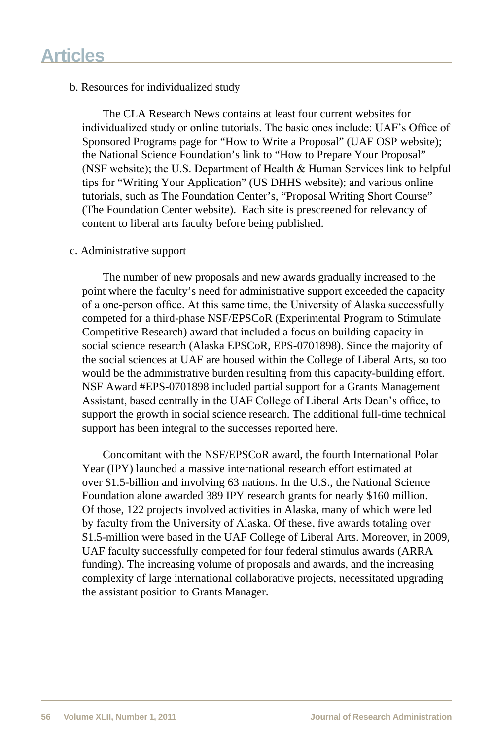b. Resources for individualized study

The CLA Research News contains at least four current websites for individualized study or online tutorials. The basic ones include: UAF's Office of Sponsored Programs page for "How to Write a Proposal" (UAF OSP website); the National Science Foundation's link to "How to Prepare Your Proposal" (NSF website); the U.S. Department of Health & Human Services link to helpful tips for "Writing Your Application" (US DHHS website); and various online tutorials, such as The Foundation Center's, "Proposal Writing Short Course" (The Foundation Center website). Each site is prescreened for relevancy of content to liberal arts faculty before being published.

c. Administrative support

The number of new proposals and new awards gradually increased to the point where the faculty's need for administrative support exceeded the capacity of a one-person office. At this same time, the University of Alaska successfully competed for a third-phase NSF/EPSCoR (Experimental Program to Stimulate Competitive Research) award that included a focus on building capacity in social science research (Alaska EPSCoR, EPS-0701898). Since the majority of the social sciences at UAF are housed within the College of Liberal Arts, so too would be the administrative burden resulting from this capacity-building effort. NSF Award #EPS-0701898 included partial support for a Grants Management Assistant, based centrally in the UAF College of Liberal Arts Dean's office, to support the growth in social science research. The additional full-time technical support has been integral to the successes reported here.

Concomitant with the NSF/EPSCoR award, the fourth International Polar Year (IPY) launched a massive international research effort estimated at over $1.5-billion and involving 63 nations. In the U.S., the National Science Foundation alone awarded 389 IPY research grants for nearly $160 million. Of those, 122 projects involved activities in Alaska, many of which were led by faculty from the University of Alaska. Of these, five awards totaling over $1.5-million were based in the UAF College of Liberal Arts. Moreover, in 2009, UAF faculty successfully competed for four federal stimulus awards (ARRA funding). The increasing volume of proposals and awards, and the increasing complexity of large international collaborative projects, necessitated upgrading the assistant position to Grants Manager.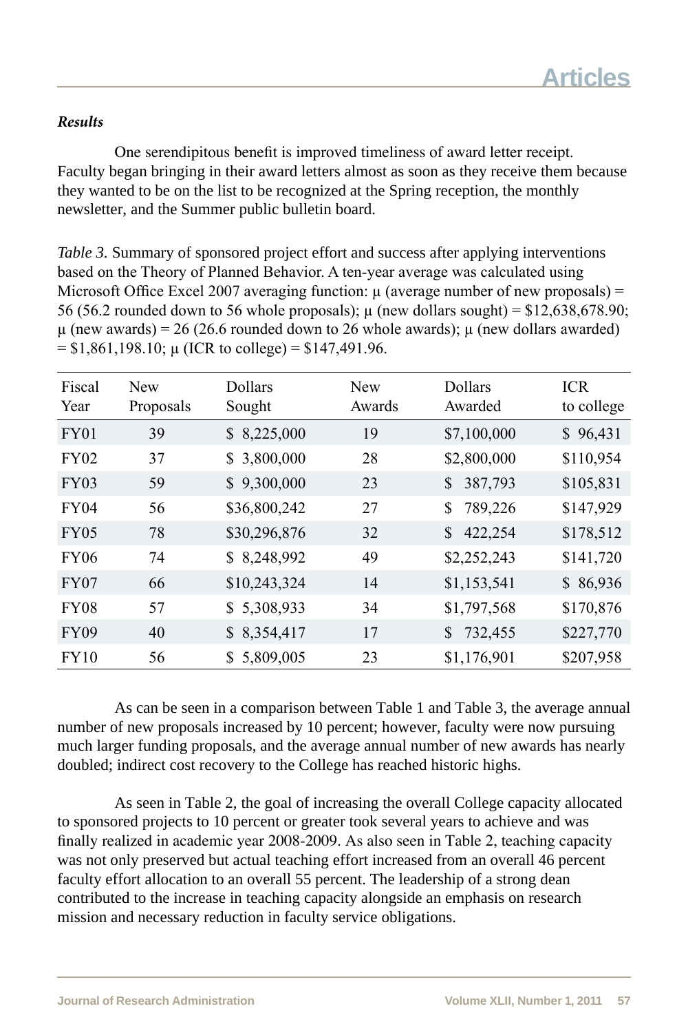### *Results*

One serendipitous benefit is improved timeliness of award letter receipt. Faculty began bringing in their award letters almost as soon as they receive them because they wanted to be on the list to be recognized at the Spring reception, the monthly newsletter, and the Summer public bulletin board.

*Table 3.* Summary of sponsored project effort and success after applying interventions based on the Theory of Planned Behavior. A ten-year average was calculated using Microsoft Office Excel 2007 averaging function: μ (average number of new proposals) = 56 (56.2 rounded down to 56 whole proposals); μ (new dollars sought) = $12,638,678.90; μ (new awards) = 26 (26.6 rounded down to 26 whole awards); μ (new dollars awarded) = $1,861,198.10; μ (ICR to college) = $147,491.96.

| Fiscal Year | New Proposals | Dollars Sought | New Awards | Dollars Awarded | ICR to college |
|---|---|---|---|---|---|
| FY01 | 39 | $ 8,225,000 | 19 | $7,100,000 | $ 96,431 |
| FY02 | 37 | $ 3,800,000 | 28 | $2,800,000 | $110,954 |
| FY03 | 59 | $ 9,300,000 | 23 | $ 387,793 | $105,831 |
| FY04 | 56 | $36,800,242 | 27 | $ 789,226 | $147,929 |
| FY05 | 78 | $30,296,876 | 32 | $ 422,254 | $178,512 |
| FY06 | 74 | $ 8,248,992 | 49 | $2,252,243 | $141,720 |
| FY07 | 66 | $10,243,324 | 14 | $1,153,541 | $ 86,936 |
| FY08 | 57 | $ 5,308,933 | 34 | $1,797,568 | $170,876 |
| FY09 | 40 | $ 8,354,417 | 17 | $ 732,455 | $227,770 |
| FY10 | 56 | $ 5,809,005 | 23 | $1,176,901 | $207,958 |

As can be seen in a comparison between Table 1 and Table 3, the average annual number of new proposals increased by 10 percent; however, faculty were now pursuing much larger funding proposals, and the average annual number of new awards has nearly doubled; indirect cost recovery to the College has reached historic highs.

As seen in Table 2, the goal of increasing the overall College capacity allocated to sponsored projects to 10 percent or greater took several years to achieve and was finally realized in academic year 2008-2009. As also seen in Table 2, teaching capacity was not only preserved but actual teaching effort increased from an overall 46 percent faculty effort allocation to an overall 55 percent. The leadership of a strong dean contributed to the increase in teaching capacity alongside an emphasis on research mission and necessary reduction in faculty service obligations.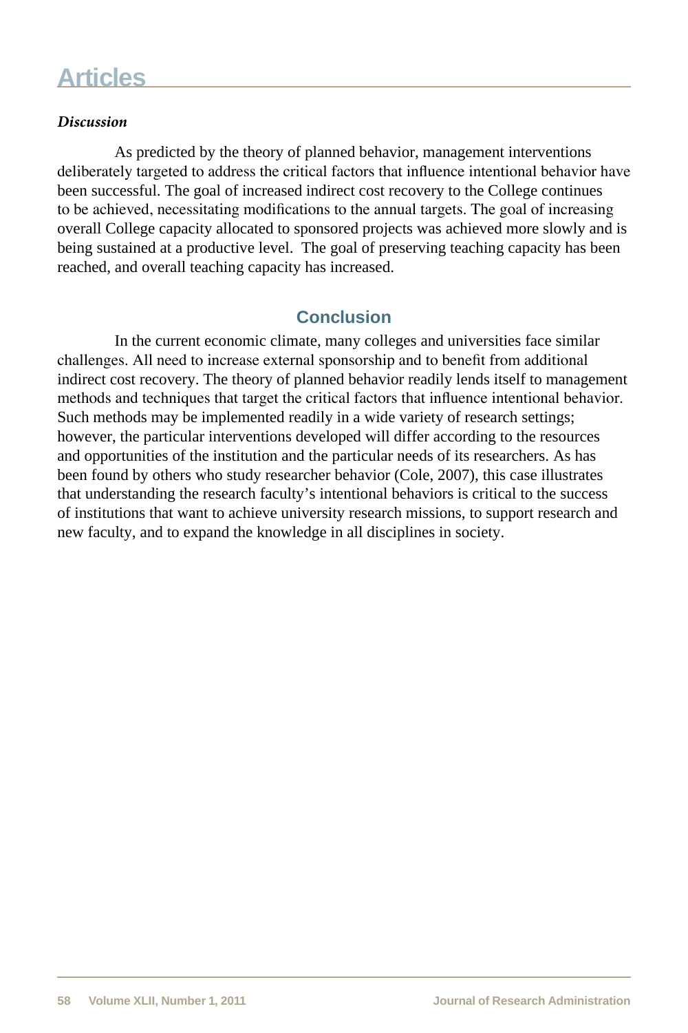*Discussion*

As predicted by the theory of planned behavior, management interventions deliberately targeted to address the critical factors that influence intentional behavior have been successful. The goal of increased indirect cost recovery to the College continues to be achieved, necessitating modifications to the annual targets. The goal of increasing overall College capacity allocated to sponsored projects was achieved more slowly and is being sustained at a productive level. The goal of preserving teaching capacity has been reached, and overall teaching capacity has increased.

## Conclusion

In the current economic climate, many colleges and universities face similar challenges. All need to increase external sponsorship and to benefit from additional indirect cost recovery. The theory of planned behavior readily lends itself to management methods and techniques that target the critical factors that influence intentional behavior. Such methods may be implemented readily in a wide variety of research settings; however, the particular interventions developed will differ according to the resources and opportunities of the institution and the particular needs of its researchers. As has been found by others who study researcher behavior (Cole, 2007), this case illustrates that understanding the research faculty's intentional behaviors is critical to the success of institutions that want to achieve university research missions, to support research and new faculty, and to expand the knowledge in all disciplines in society.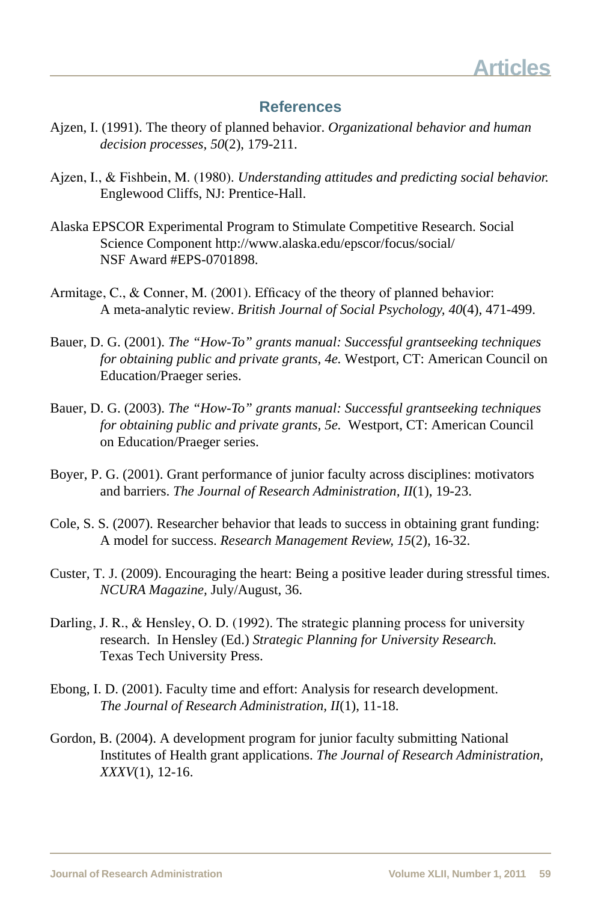## References

Ajzen, I. (1991). The theory of planned behavior. *Organizational behavior and human decision processes, 50*(2), 179-211.

Ajzen, I., & Fishbein, M. (1980). *Understanding attitudes and predicting social behavior.* Englewood Cliffs, NJ: Prentice-Hall.

Alaska EPSCOR Experimental Program to Stimulate Competitive Research. Social Science Component http://www.alaska.edu/epscor/focus/social/ NSF Award #EPS-0701898.

Armitage, C., & Conner, M. (2001). Efficacy of the theory of planned behavior: A meta-analytic review. *British Journal of Social Psychology, 40*(4), 471-499.

Bauer, D. G. (2001). *The "How-To" grants manual: Successful grantseeking techniques for obtaining public and private grants, 4e.* Westport, CT: American Council on Education/Praeger series.

Bauer, D. G. (2003). *The "How-To" grants manual: Successful grantseeking techniques for obtaining public and private grants, 5e.* Westport, CT: American Council on Education/Praeger series.

Boyer, P. G. (2001). Grant performance of junior faculty across disciplines: motivators and barriers. *The Journal of Research Administration, II*(1), 19-23.

Cole, S. S. (2007). Researcher behavior that leads to success in obtaining grant funding: A model for success. *Research Management Review, 15*(2), 16-32.

Custer, T. J. (2009). Encouraging the heart: Being a positive leader during stressful times. *NCURA Magazine,* July/August, 36.

Darling, J. R., & Hensley, O. D. (1992). The strategic planning process for university research. In Hensley (Ed.) *Strategic Planning for University Research.* Texas Tech University Press.

Ebong, I. D. (2001). Faculty time and effort: Analysis for research development. *The Journal of Research Administration, II*(1), 11-18.

Gordon, B. (2004). A development program for junior faculty submitting National Institutes of Health grant applications. *The Journal of Research Administration, XXXV*(1), 12-16.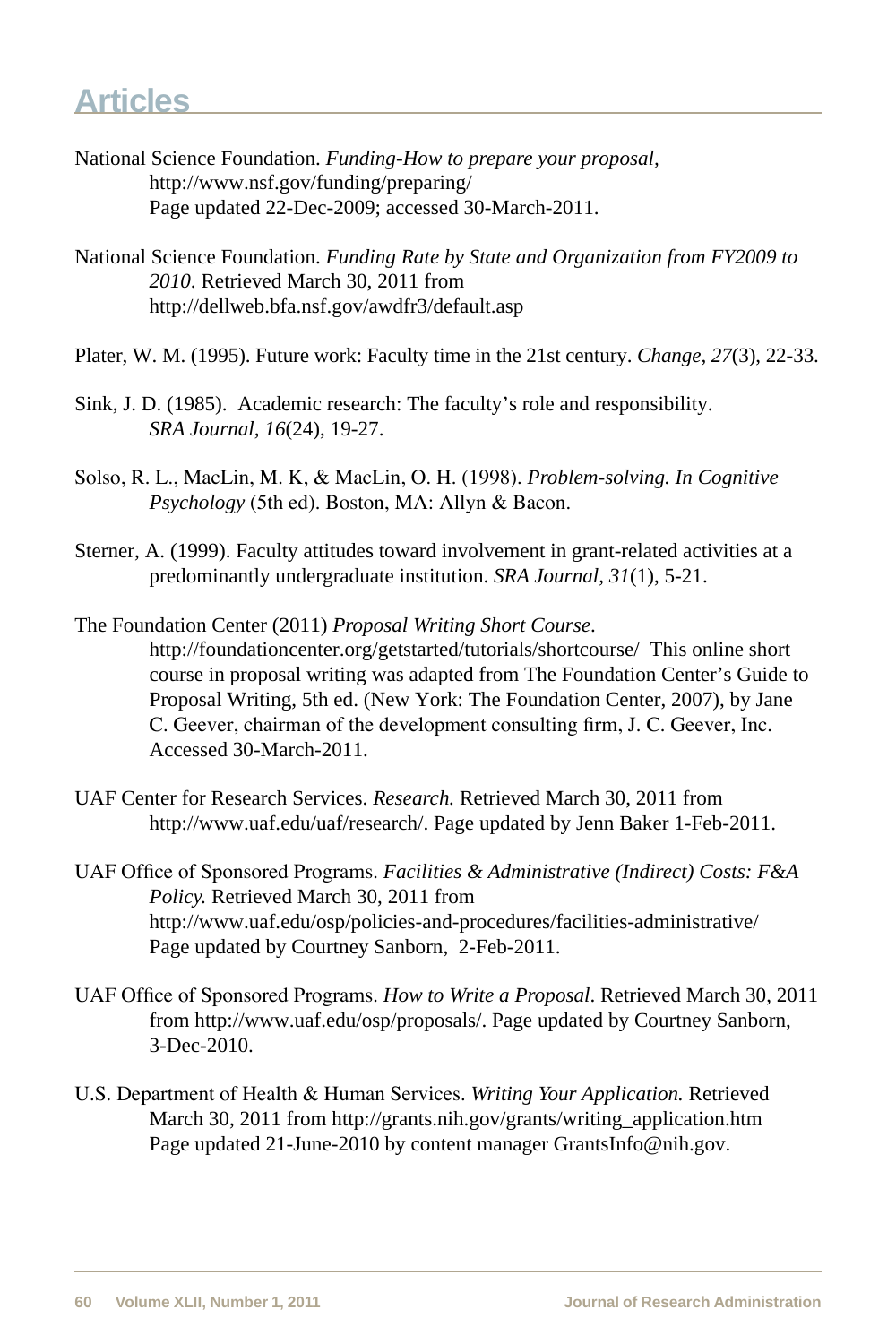National Science Foundation. *Funding-How to prepare your proposal*, http://www.nsf.gov/funding/preparing/ Page updated 22-Dec-2009; accessed 30-March-2011.

National Science Foundation. *Funding Rate by State and Organization from FY2009 to 2010*. Retrieved March 30, 2011 from http://dellweb.bfa.nsf.gov/awdfr3/default.asp

Plater, W. M. (1995). Future work: Faculty time in the 21st century. *Change, 27*(3), 22-33.

Sink, J. D. (1985). Academic research: The faculty's role and responsibility. *SRA Journal, 16*(24), 19-27.

Solso, R. L., MacLin, M. K, & MacLin, O. H. (1998). *Problem-solving. In Cognitive Psychology* (5th ed). Boston, MA: Allyn & Bacon.

Sterner, A. (1999). Faculty attitudes toward involvement in grant-related activities at a predominantly undergraduate institution. *SRA Journal, 31*(1), 5-21.

The Foundation Center (2011) *Proposal Writing Short Course*. http://foundationcenter.org/getstarted/tutorials/shortcourse/ This online short course in proposal writing was adapted from The Foundation Center's Guide to Proposal Writing, 5th ed. (New York: The Foundation Center, 2007), by Jane C. Geever, chairman of the development consulting firm, J. C. Geever, Inc. Accessed 30-March-2011.

UAF Center for Research Services. *Research.* Retrieved March 30, 2011 from http://www.uaf.edu/uaf/research/. Page updated by Jenn Baker 1-Feb-2011.

UAF Office of Sponsored Programs. *Facilities & Administrative (Indirect) Costs: F&A Policy.* Retrieved March 30, 2011 from http://www.uaf.edu/osp/policies-and-procedures/facilities-administrative/ Page updated by Courtney Sanborn, 2-Feb-2011.

UAF Office of Sponsored Programs. *How to Write a Proposal*. Retrieved March 30, 2011 from http://www.uaf.edu/osp/proposals/. Page updated by Courtney Sanborn, 3-Dec-2010.

U.S. Department of Health & Human Services. *Writing Your Application.* Retrieved March 30, 2011 from http://grants.nih.gov/grants/writing_application.htm Page updated 21-June-2010 by content manager GrantsInfo@nih.gov.